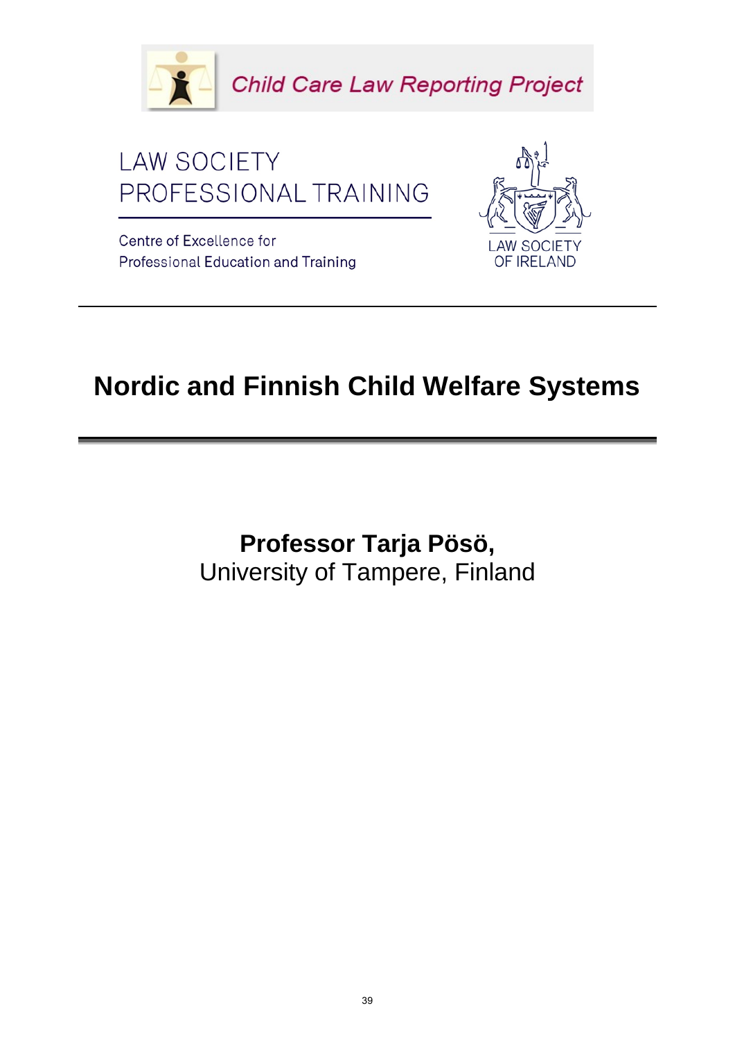Child Care Law Reporting Project

LAW SOCIETY
PROFESSIONAL TRAINING

Centre of Excellence for
Professional Education and Training

LAW SOCIETY
OF IRELAND

# Nordic and Finnish Child Welfare Systems

**Professor Tarja Pösö,**
University of Tampere, Finland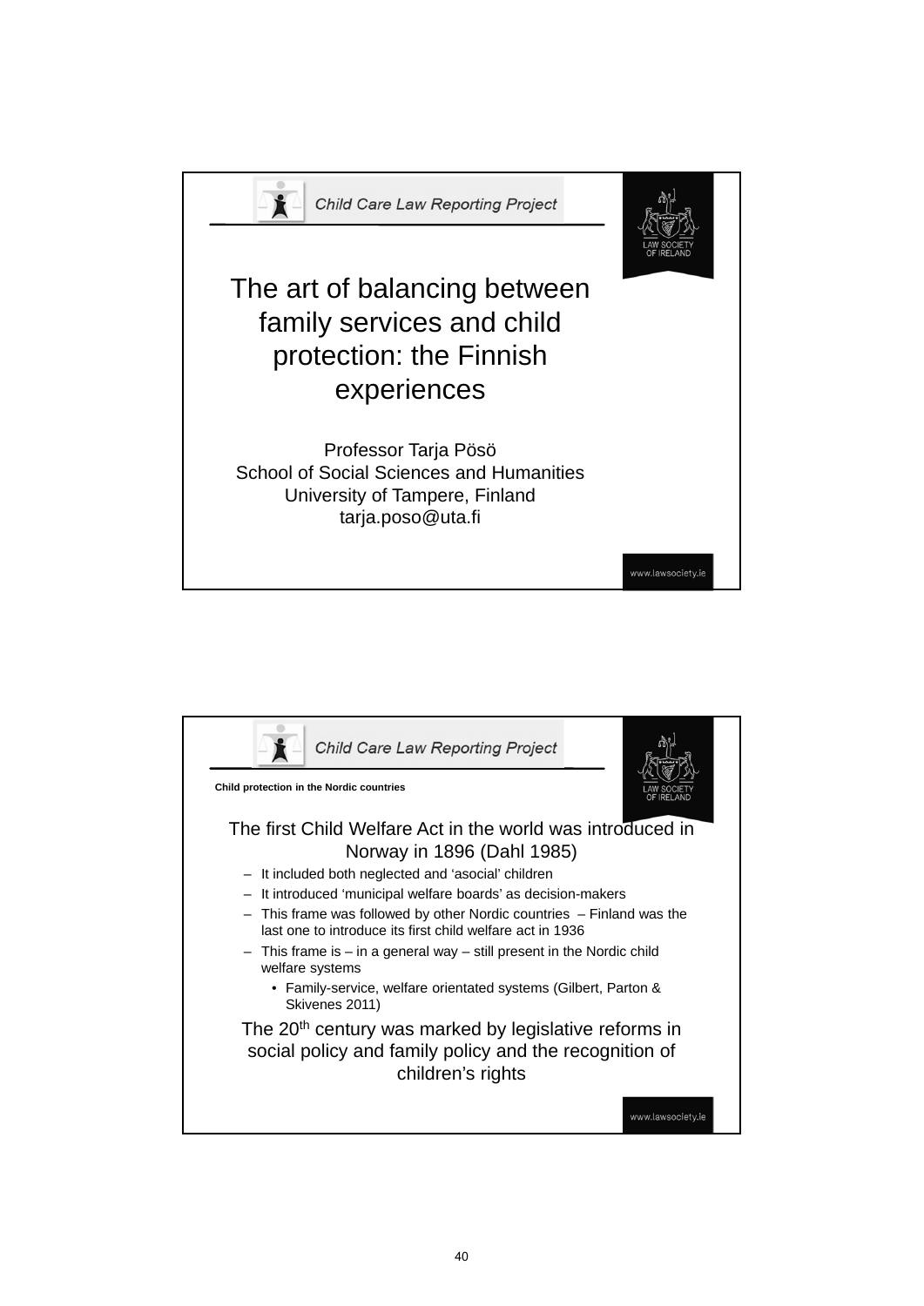# The art of balancing between family services and child protection: the Finnish experiences

Professor Tarja Pösö
School of Social Sciences and Humanities
University of Tampere, Finland
tarja.poso@uta.fi

---

**Child protection in the Nordic countries**

The first Child Welfare Act in the world was introduced in Norway in 1896 (Dahl 1985)

- It included both neglected and ‘asocial’ children
- It introduced ‘municipal welfare boards’ as decision-makers
- This frame was followed by other Nordic countries – Finland was the last one to introduce its first child welfare act in 1936
- This frame is – in a general way – still present in the Nordic child welfare systems
  - Family-service, welfare orientated systems (Gilbert, Parton & Skivenes 2011)

The 20th century was marked by legislative reforms in social policy and family policy and the recognition of children’s rights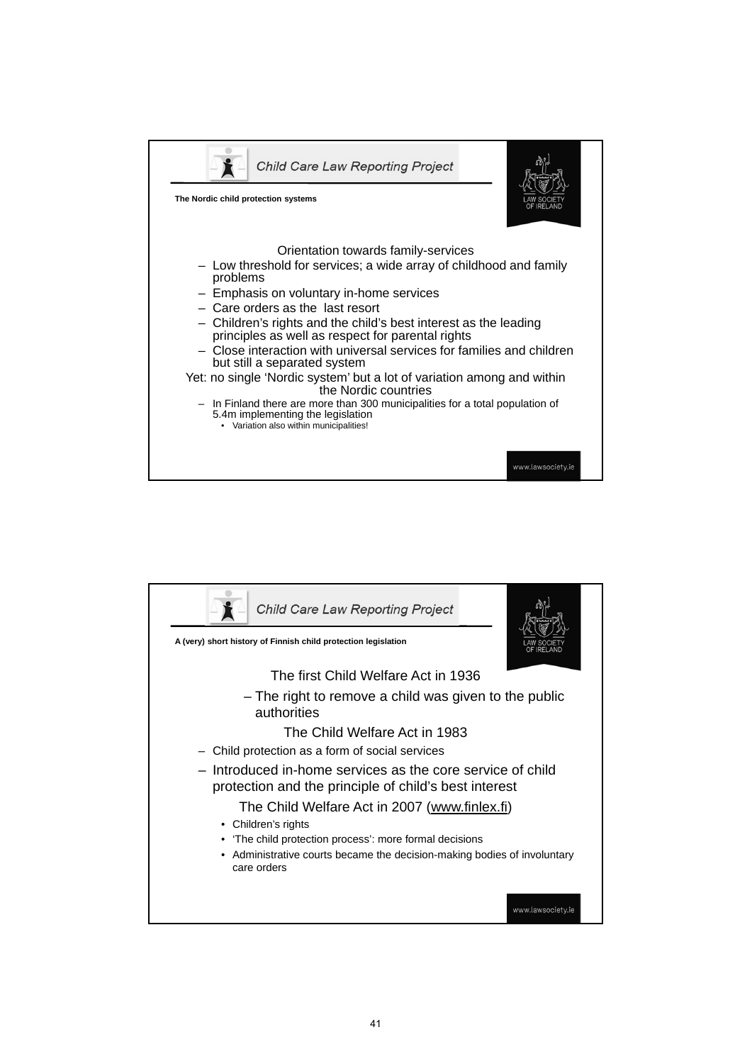## The Nordic child protection systems

Orientation towards family-services

- Low threshold for services; a wide array of childhood and family problems
- Emphasis on voluntary in-home services
- Care orders as the last resort
- Children's rights and the child's best interest as the leading principles as well as respect for parental rights
- Close interaction with universal services for families and children but still a separated system

Yet: no single 'Nordic system' but a lot of variation among and within the Nordic countries

- In Finland there are more than 300 municipalities for a total population of 5.4m implementing the legislation
  - Variation also within municipalities!

## A (very) short history of Finnish child protection legislation

The first Child Welfare Act in 1936

- The right to remove a child was given to the public authorities

The Child Welfare Act in 1983

- Child protection as a form of social services
- Introduced in-home services as the core service of child protection and the principle of child's best interest

The Child Welfare Act in 2007 (www.finlex.fi)

- Children's rights
- 'The child protection process': more formal decisions
- Administrative courts became the decision-making bodies of involuntary care orders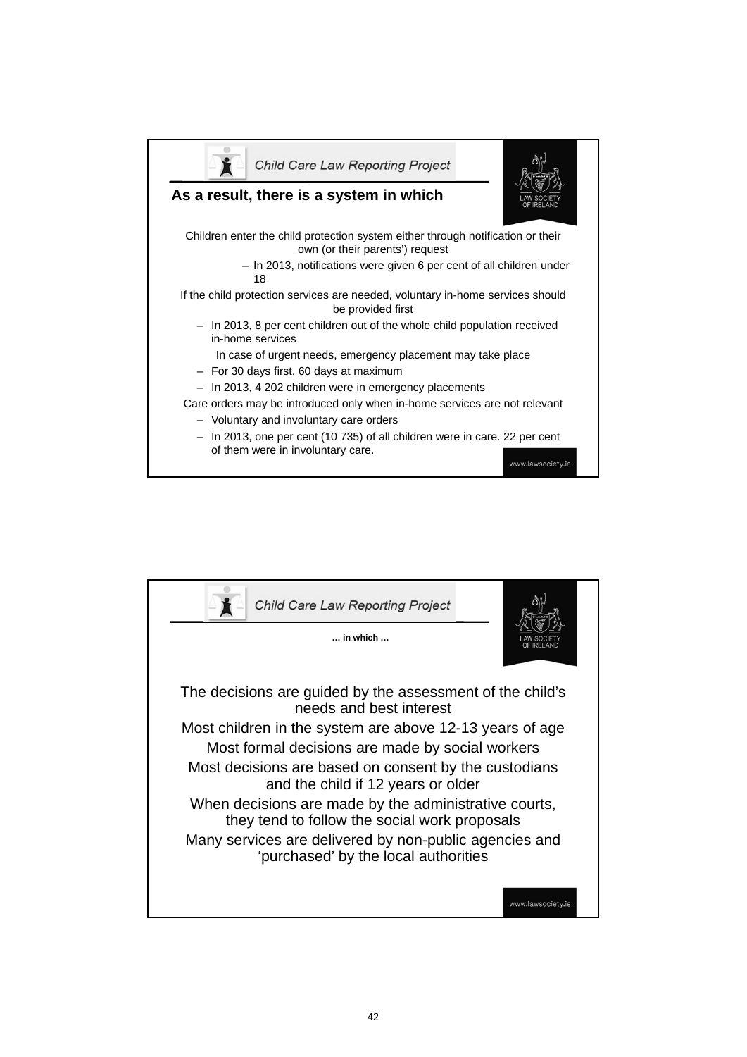## As a result, there is a system in which

Children enter the child protection system either through notification or their own (or their parents') request

- In 2013, notifications were given 6 per cent of all children under 18

If the child protection services are needed, voluntary in-home services should be provided first

- In 2013, 8 per cent children out of the whole child population received in-home services

In case of urgent needs, emergency placement may take place

- For 30 days first, 60 days at maximum
- In 2013, 4 202 children were in emergency placements

Care orders may be introduced only when in-home services are not relevant

- Voluntary and involuntary care orders
- In 2013, one per cent (10 735) of all children were in care. 22 per cent of them were in involuntary care.

**… in which …**

The decisions are guided by the assessment of the child's needs and best interest

Most children in the system are above 12-13 years of age

Most formal decisions are made by social workers

Most decisions are based on consent by the custodians and the child if 12 years or older

When decisions are made by the administrative courts, they tend to follow the social work proposals

Many services are delivered by non-public agencies and 'purchased' by the local authorities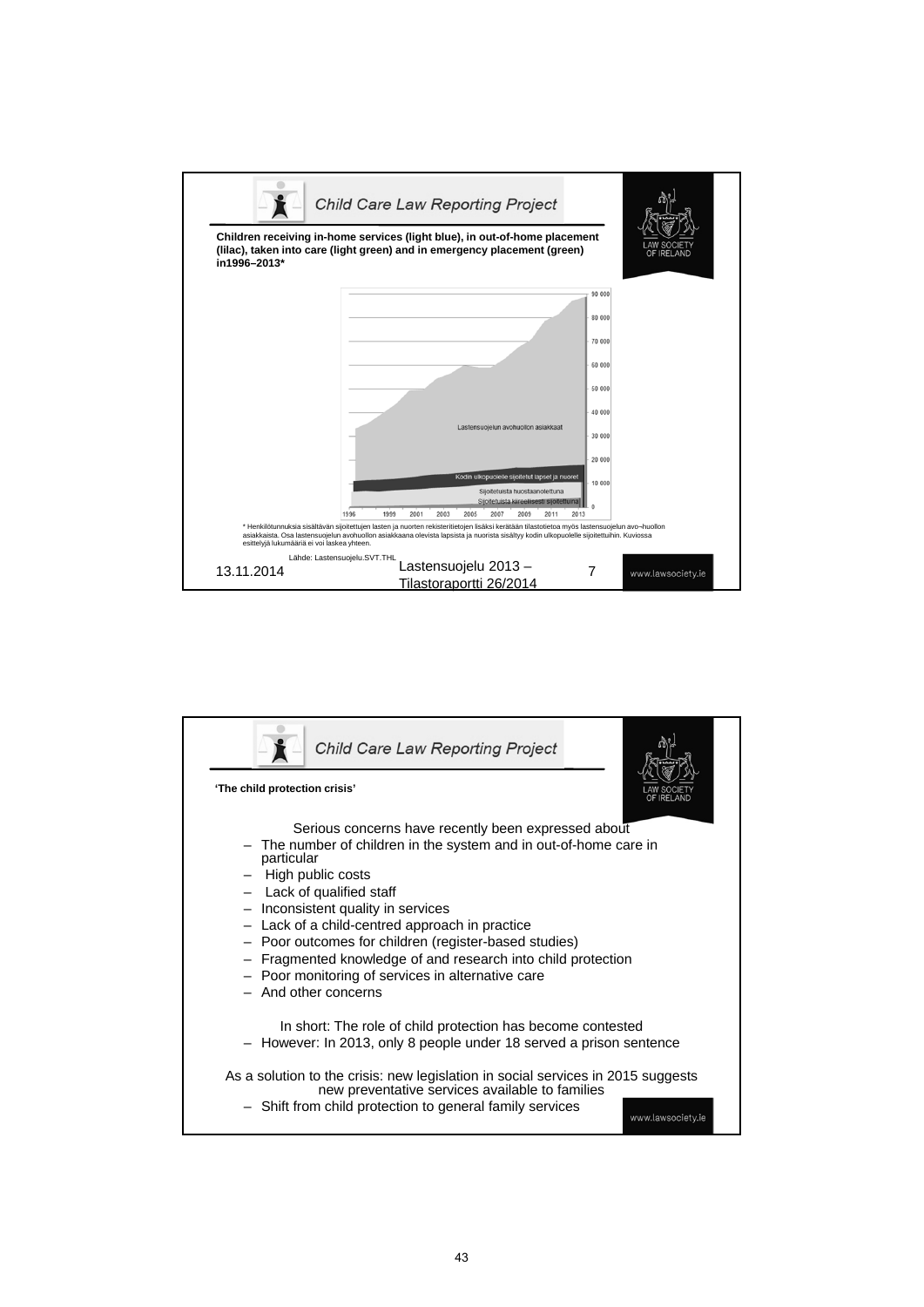## Child Care Law Reporting Project

**Children receiving in-home services (light blue), in out-of-home placement (lilac), taken into care (light green) and in emergency placement (green) in1996–2013***

Lastensuojelun avohuollon asiakkaat

Kodin ulkopuolelle sijoitetut lapset ja nuoret

Sijoitetuista huostaanotettuna

Sijoitetuista kiireellisesti sijoitettuna

\* Henkilötunnuksia sisältävän sijoitettujen lasten ja nuorten rekisteritietojen lisäksi kerätään tilastotietoa myös lastensuojelun avo–huollon asiakkaista. Osa lastensuojelun avohuollon asiakkaana olevista lapsista ja nuorista sisältyy kodin ulkopuolelle sijoitettuihin. Kuviossa esittelyjä lukumääriä ei voi laskea yhteen.

Lähde: Lastensuojelu.SVT.THL

13.11.2014 Lastensuojelu 2013 – Tilastoraportti 26/2014 7

www.lawsociety.ie

---

## Child Care Law Reporting Project

**'The child protection crisis'**

Serious concerns have recently been expressed about

- The number of children in the system and in out-of-home care in particular
- High public costs
- Lack of qualified staff
- Inconsistent quality in services
- Lack of a child-centred approach in practice
- Poor outcomes for children (register-based studies)
- Fragmented knowledge of and research into child protection
- Poor monitoring of services in alternative care
- And other concerns

In short: The role of child protection has become contested

- However: In 2013, only 8 people under 18 served a prison sentence

As a solution to the crisis: new legislation in social services in 2015 suggests new preventative services available to families

- Shift from child protection to general family services

www.lawsociety.ie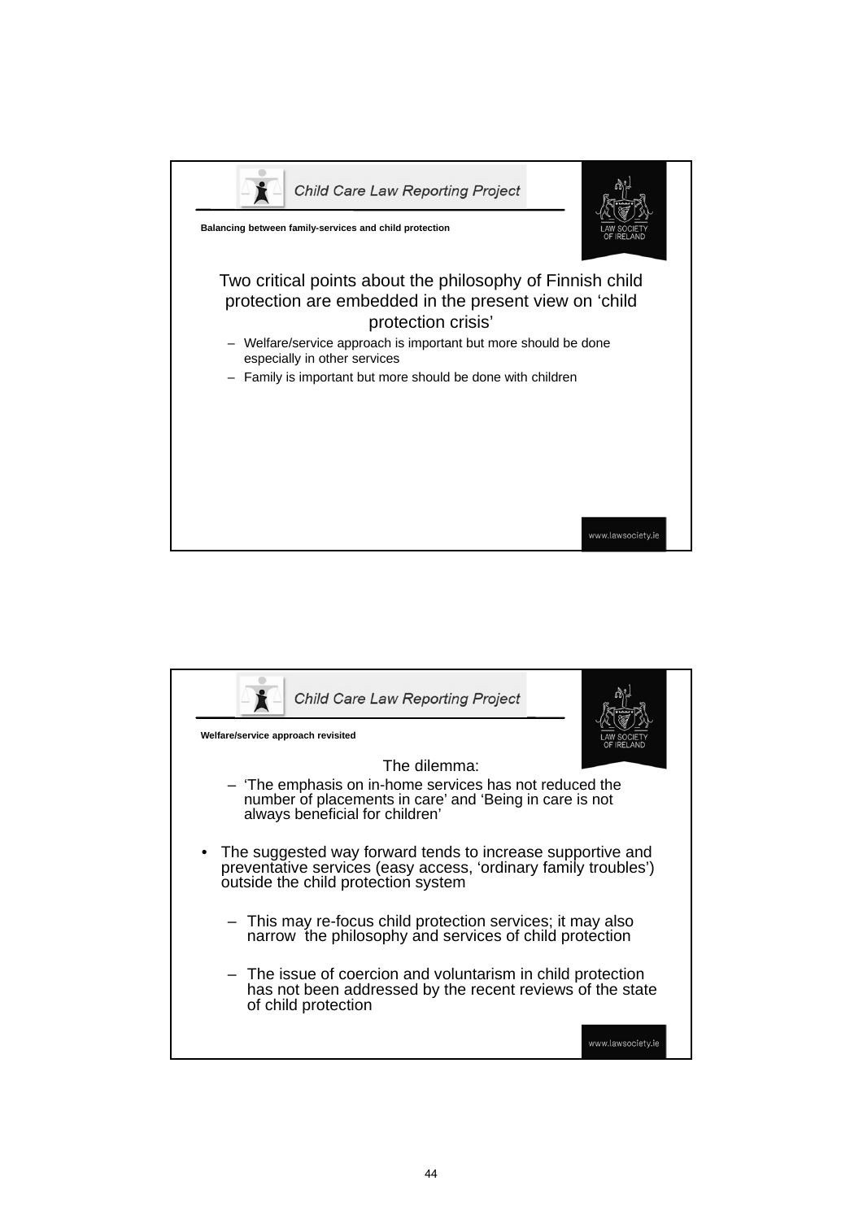Child Care Law Reporting Project

**Balancing between family-services and child protection**

Two critical points about the philosophy of Finnish child protection are embedded in the present view on 'child protection crisis'

- Welfare/service approach is important but more should be done especially in other services
- Family is important but more should be done with children

www.lawsociety.ie

---

Child Care Law Reporting Project

**Welfare/service approach revisited**

The dilemma:

- 'The emphasis on in-home services has not reduced the number of placements in care' and 'Being in care is not always beneficial for children'

- The suggested way forward tends to increase supportive and preventative services (easy access, 'ordinary family troubles') outside the child protection system
  - This may re-focus child protection services; it may also narrow the philosophy and services of child protection
  - The issue of coercion and voluntarism in child protection has not been addressed by the recent reviews of the state of child protection

www.lawsociety.ie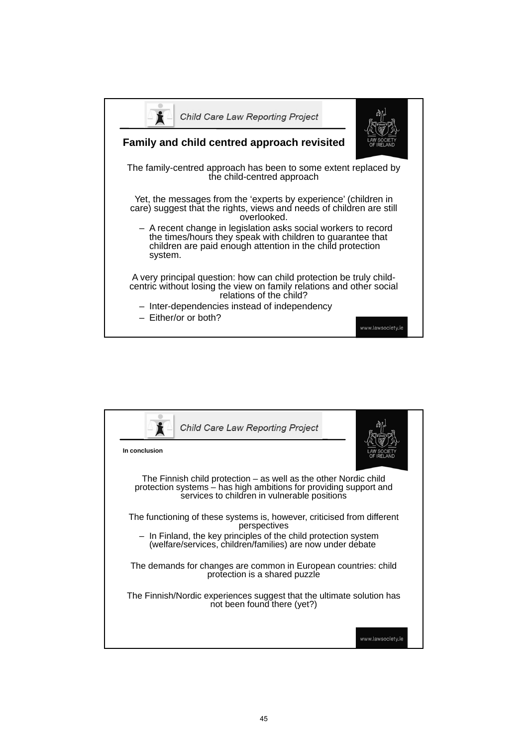## Family and child centred approach revisited

The family-centred approach has been to some extent replaced by the child-centred approach

Yet, the messages from the 'experts by experience' (children in care) suggest that the rights, views and needs of children are still overlooked.

- A recent change in legislation asks social workers to record the times/hours they speak with children to guarantee that children are paid enough attention in the child protection system.

A very principal question: how can child protection be truly child-centric without losing the view on family relations and other social relations of the child?

- Inter-dependencies instead of independency
- Either/or or both?

## In conclusion

The Finnish child protection – as well as the other Nordic child protection systems – has high ambitions for providing support and services to children in vulnerable positions

The functioning of these systems is, however, criticised from different perspectives

- In Finland, the key principles of the child protection system (welfare/services, children/families) are now under debate

The demands for changes are common in European countries: child protection is a shared puzzle

The Finnish/Nordic experiences suggest that the ultimate solution has not been found there (yet?)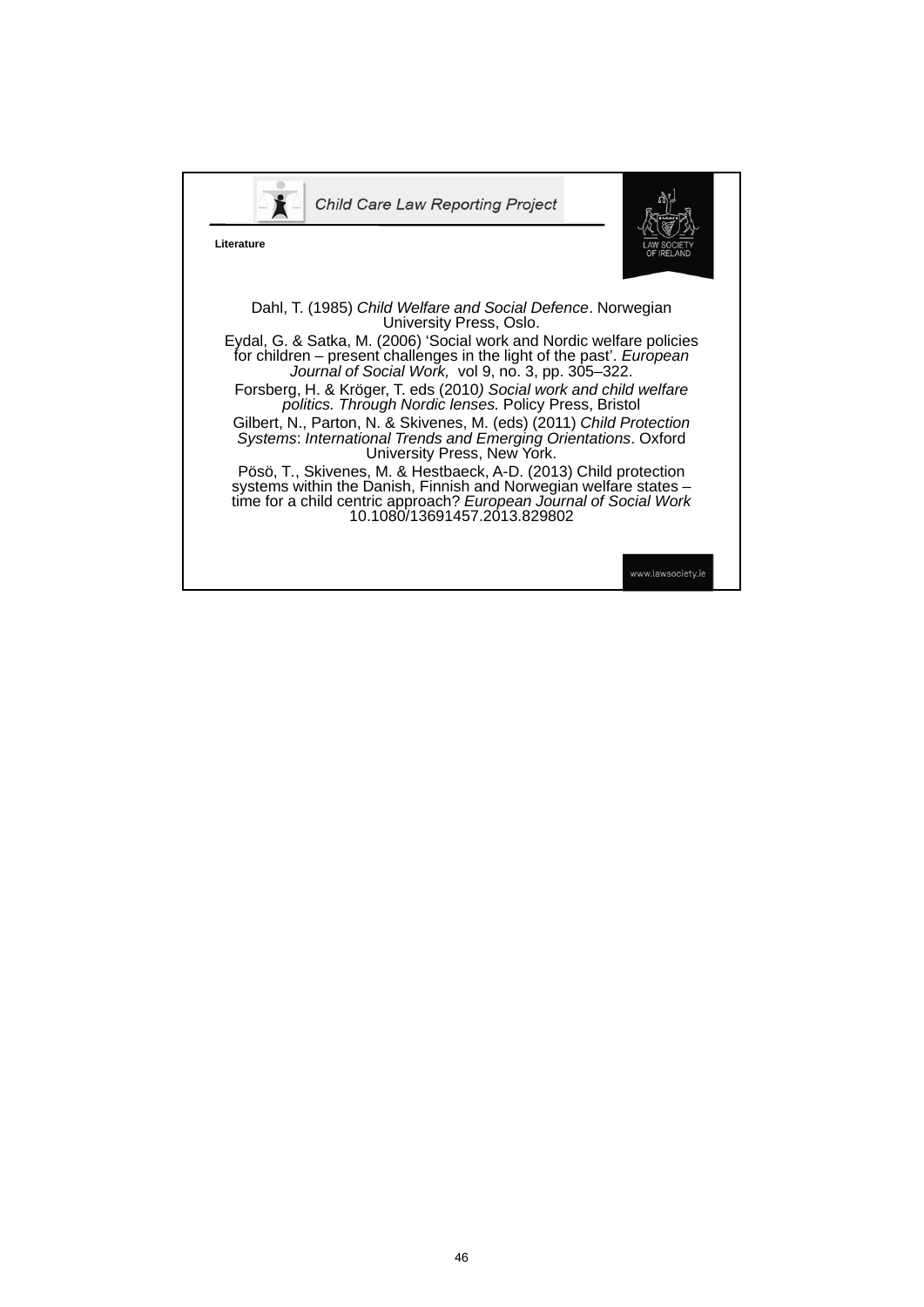Child Care Law Reporting Project

**Literature**

Dahl, T. (1985) *Child Welfare and Social Defence*. Norwegian University Press, Oslo.

Eydal, G. & Satka, M. (2006) 'Social work and Nordic welfare policies for children – present challenges in the light of the past'. *European Journal of Social Work,* vol 9, no. 3, pp. 305–322.

Forsberg, H. & Kröger, T. eds (2010*) Social work and child welfare politics. Through Nordic lenses.* Policy Press, Bristol

Gilbert, N., Parton, N. & Skivenes, M. (eds) (2011) *Child Protection Systems*: *International Trends and Emerging Orientations*. Oxford University Press, New York.

Pösö, T., Skivenes, M. & Hestbaeck, A-D. (2013) Child protection systems within the Danish, Finnish and Norwegian welfare states – time for a child centric approach? *European Journal of Social Work* 10.1080/13691457.2013.829802

LAW SOCIETY OF IRELAND

www.lawsociety.ie